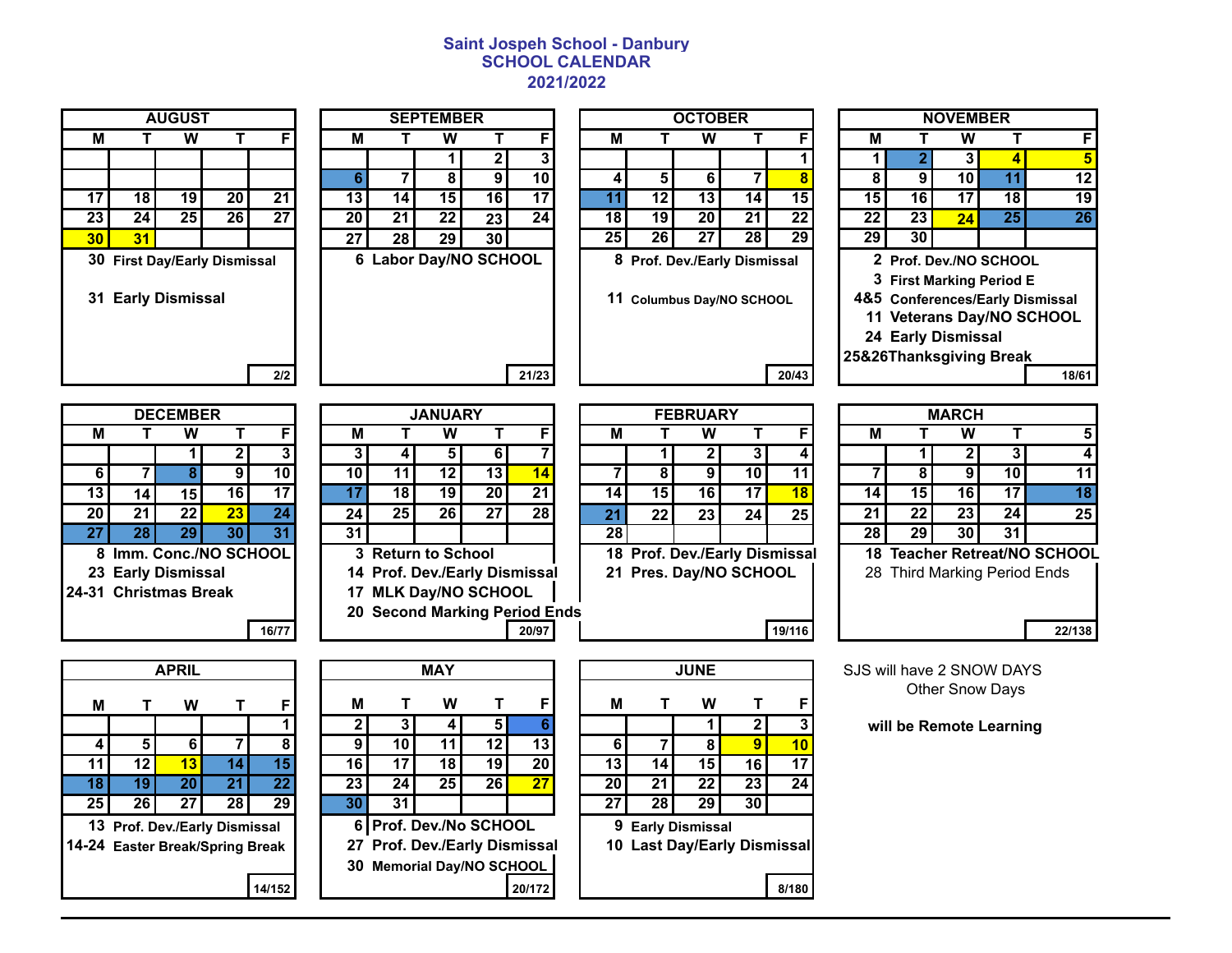# Saint Jospeh School - Danbury
## SCHOOL CALENDAR
## 2021/2022

### AUGUST

| M | T | W | T | F |
|---|---|---|---|---|
| | | | | |
| | | | | |
| 17 | 18 | 19 | 20 | 21 |
| 23 | 24 | 25 | 26 | 27 |
| 30 | 31 | | | |

30 First Day/Early Dismissal

31 Early Dismissal

2/2

### SEPTEMBER

| M | T | W | T | F |
|---|---|---|---|---|
| | | 1 | 2 | 3 |
| 6 | 7 | 8 | 9 | 10 |
| 13 | 14 | 15 | 16 | 17 |
| 20 | 21 | 22 | 23 | 24 |
| 27 | 28 | 29 | 30 | |

6 Labor Day/NO SCHOOL

21/23

### OCTOBER

| M | T | W | T | F |
|---|---|---|---|---|
| | | | | 1 |
| 4 | 5 | 6 | 7 | 8 |
| 11 | 12 | 13 | 14 | 15 |
| 18 | 19 | 20 | 21 | 22 |
| 25 | 26 | 27 | 28 | 29 |

8 Prof. Dev./Early Dismissal

11 Columbus Day/NO SCHOOL

20/43

### NOVEMBER

| M | T | W | T | F |
|---|---|---|---|---|
| 1 | 2 | 3 | 4 | 5 |
| 8 | 9 | 10 | 11 | 12 |
| 15 | 16 | 17 | 18 | 19 |
| 22 | 23 | 24 | 25 | 26 |
| 29 | 30 | | | |

2 Prof. Dev./NO SCHOOL
3 First Marking Period E
4&5 Conferences/Early Dismissal
11 Veterans Day/NO SCHOOL
24 Early Dismissal
25&26 Thanksgiving Break

18/61

### DECEMBER

| M | T | W | T | F |
|---|---|---|---|---|
| | | 1 | 2 | 3 |
| 6 | 7 | 8 | 9 | 10 |
| 13 | 14 | 15 | 16 | 17 |
| 20 | 21 | 22 | 23 | 24 |
| 27 | 28 | 29 | 30 | 31 |

8 Imm. Conc./NO SCHOOL
23 Early Dismissal
24-31 Christmas Break

16/77

### JANUARY

| M | T | W | T | F |
|---|---|---|---|---|
| 3 | 4 | 5 | 6 | 7 |
| 10 | 11 | 12 | 13 | 14 |
| 17 | 18 | 19 | 20 | 21 |
| 24 | 25 | 26 | 27 | 28 |
| 31 | | | | |

3 Return to School
14 Prof. Dev./Early Dismissal
17 MLK Day/NO SCHOOL
20 Second Marking Period Ends

20/97

### FEBRUARY

| M | T | W | T | F |
|---|---|---|---|---|
| | 1 | 2 | 3 | 4 |
| 7 | 8 | 9 | 10 | 11 |
| 14 | 15 | 16 | 17 | 18 |
| 21 | 22 | 23 | 24 | 25 |
| 28 | | | | |

18 Prof. Dev./Early Dismissal
21 Pres. Day/NO SCHOOL

19/116

### MARCH

| M | T | W | T | 5 |
|---|---|---|---|---|
| | 1 | 2 | 3 | 4 |
| 7 | 8 | 9 | 10 | 11 |
| 14 | 15 | 16 | 17 | 18 |
| 21 | 22 | 23 | 24 | 25 |
| 28 | 29 | 30 | 31 | |

18 Teacher Retreat/NO SCHOOL
28 Third Marking Period Ends

22/138

### APRIL

| M | T | W | T | F |
|---|---|---|---|---|
| | | | | 1 |
| 4 | 5 | 6 | 7 | 8 |
| 11 | 12 | 13 | 14 | 15 |
| 18 | 19 | 20 | 21 | 22 |
| 25 | 26 | 27 | 28 | 29 |

13 Prof. Dev./Early Dismissal
14-24 Easter Break/Spring Break

14/152

### MAY

| M | T | W | T | F |
|---|---|---|---|---|
| 2 | 3 | 4 | 5 | 6 |
| 9 | 10 | 11 | 12 | 13 |
| 16 | 17 | 18 | 19 | 20 |
| 23 | 24 | 25 | 26 | 27 |
| 30 | 31 | | | |

6 Prof. Dev./No SCHOOL
27 Prof. Dev./Early Dismissal
30 Memorial Day/NO SCHOOL

20/172

### JUNE

| M | T | W | T | F |
|---|---|---|---|---|
| | | 1 | 2 | 3 |
| 6 | 7 | 8 | 9 | 10 |
| 13 | 14 | 15 | 16 | 17 |
| 20 | 21 | 22 | 23 | 24 |
| 27 | 28 | 29 | 30 | |

9 Early Dismissal
10 Last Day/Early Dismissal

8/180

SJS will have 2 SNOW DAYS
Other Snow Days

**will be Remote Learning**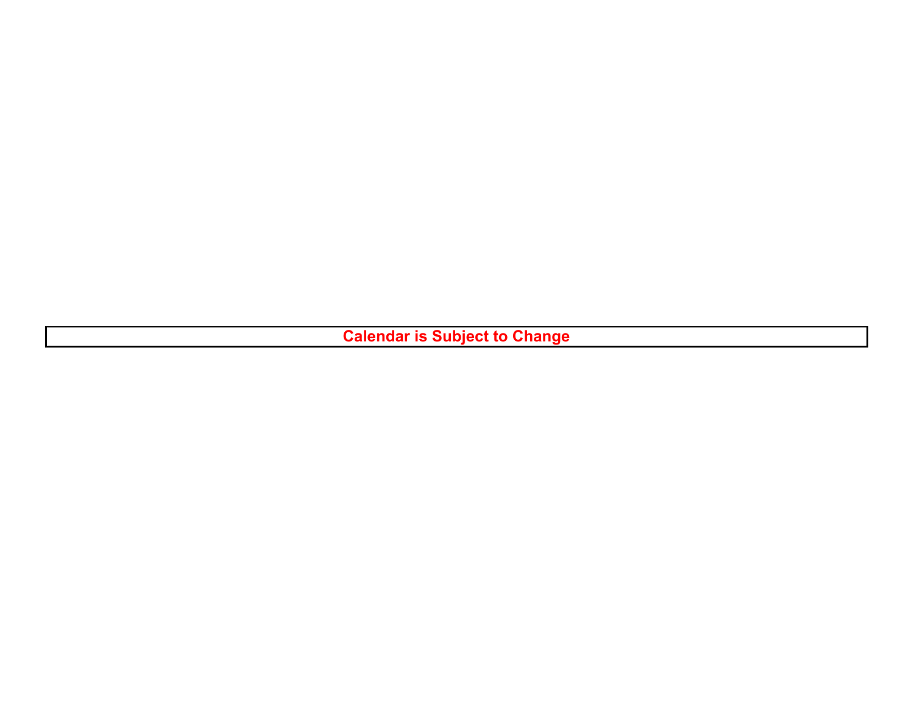**Calendar is Subject to Change**